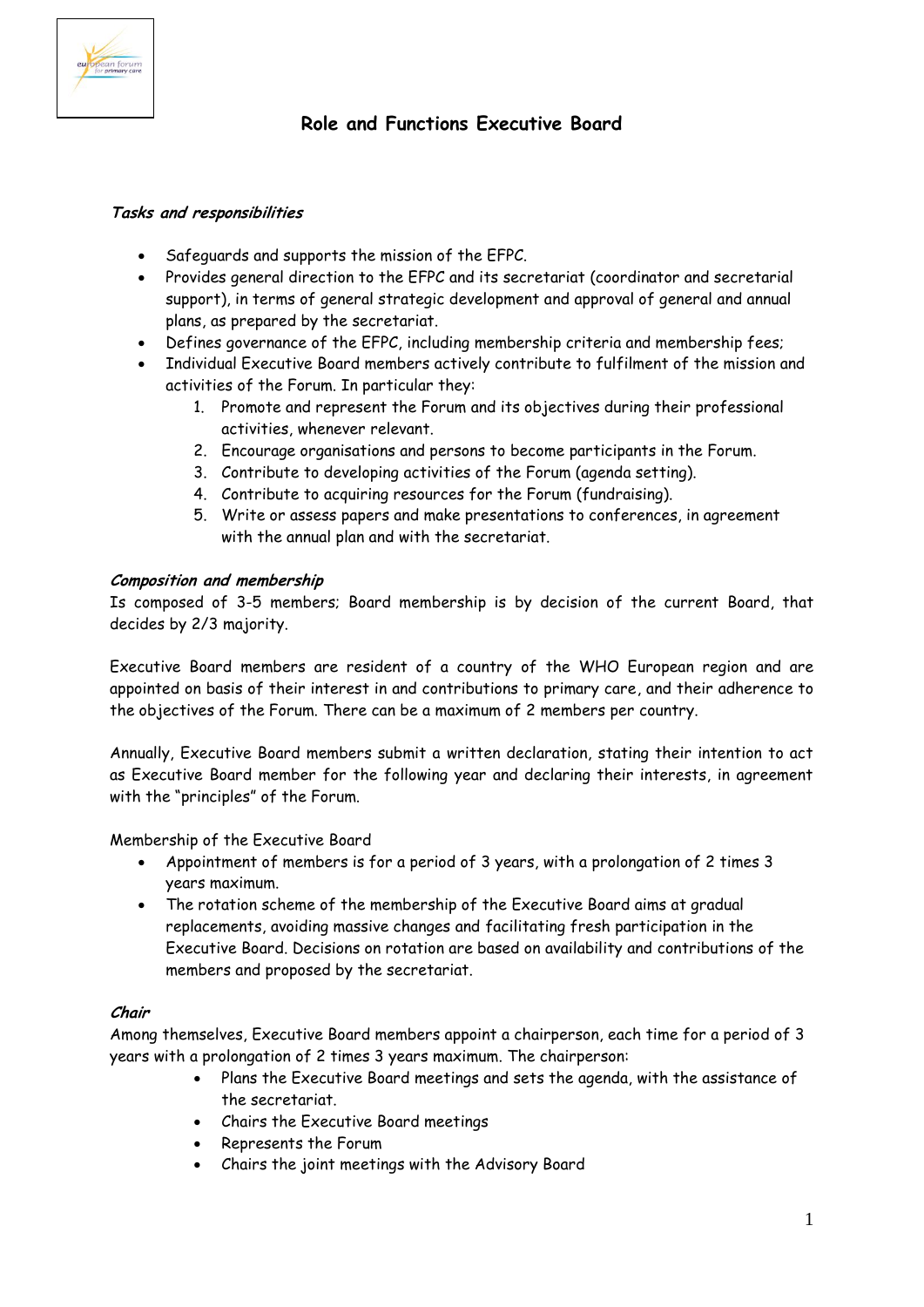# Role and Functions Executive Board

### *Tasks and responsibilities*

- Safeguards and supports the mission of the EFPC.
- Provides general direction to the EFPC and its secretariat (coordinator and secretarial support), in terms of general strategic development and approval of general and annual plans, as prepared by the secretariat.
- Defines governance of the EFPC, including membership criteria and membership fees;
- Individual Executive Board members actively contribute to fulfilment of the mission and activities of the Forum. In particular they:
  1. Promote and represent the Forum and its objectives during their professional activities, whenever relevant.
  2. Encourage organisations and persons to become participants in the Forum.
  3. Contribute to developing activities of the Forum (agenda setting).
  4. Contribute to acquiring resources for the Forum (fundraising).
  5. Write or assess papers and make presentations to conferences, in agreement with the annual plan and with the secretariat.

### *Composition and membership*

Is composed of 3-5 members; Board membership is by decision of the current Board, that decides by 2/3 majority.

Executive Board members are resident of a country of the WHO European region and are appointed on basis of their interest in and contributions to primary care, and their adherence to the objectives of the Forum. There can be a maximum of 2 members per country.

Annually, Executive Board members submit a written declaration, stating their intention to act as Executive Board member for the following year and declaring their interests, in agreement with the "principles" of the Forum.

Membership of the Executive Board

- Appointment of members is for a period of 3 years, with a prolongation of 2 times 3 years maximum.
- The rotation scheme of the membership of the Executive Board aims at gradual replacements, avoiding massive changes and facilitating fresh participation in the Executive Board. Decisions on rotation are based on availability and contributions of the members and proposed by the secretariat.

### *Chair*

Among themselves, Executive Board members appoint a chairperson, each time for a period of 3 years with a prolongation of 2 times 3 years maximum. The chairperson:

- Plans the Executive Board meetings and sets the agenda, with the assistance of the secretariat.
- Chairs the Executive Board meetings
- Represents the Forum
- Chairs the joint meetings with the Advisory Board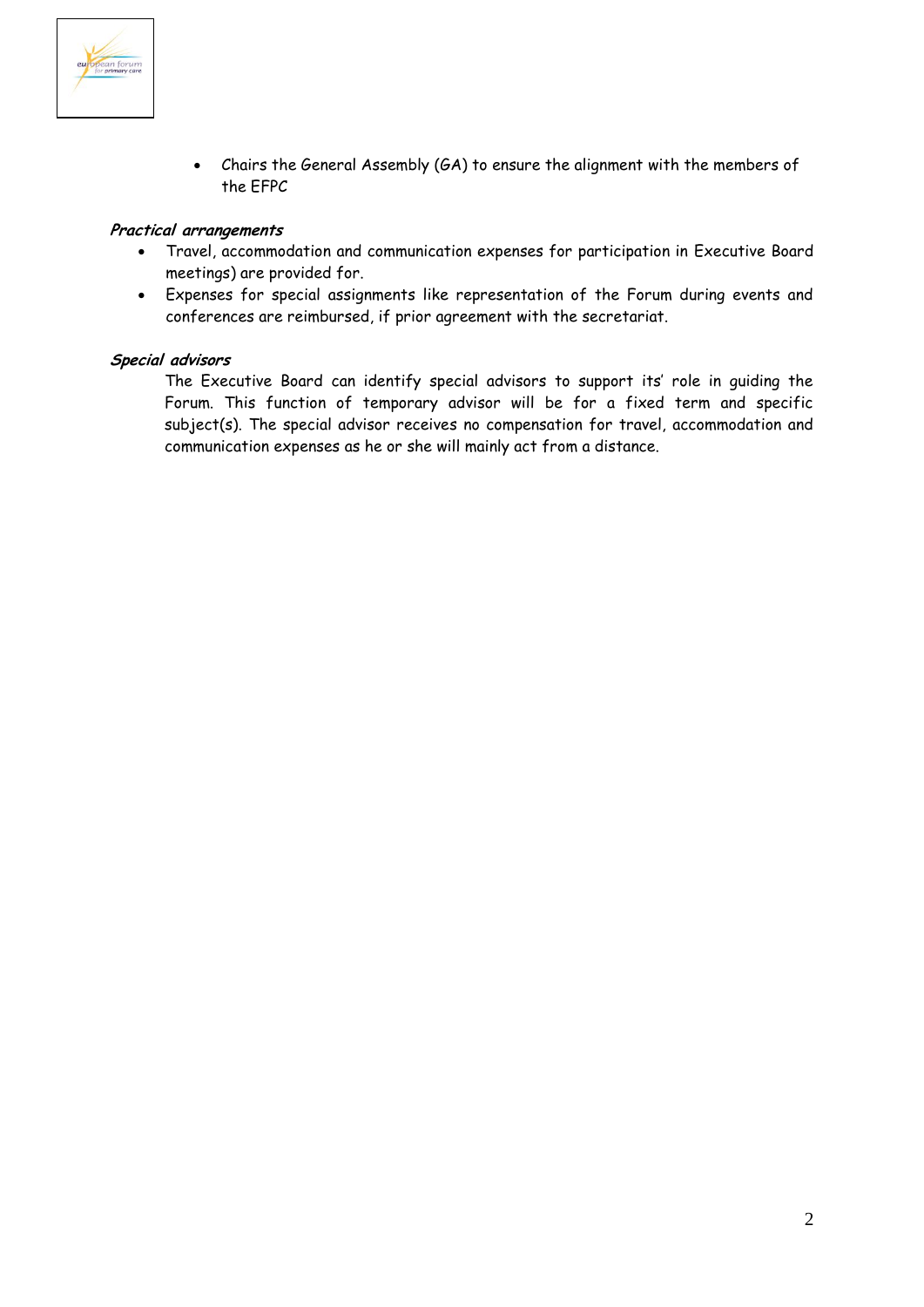- Chairs the General Assembly (GA) to ensure the alignment with the members of the EFPC

***Practical arrangements***

- Travel, accommodation and communication expenses for participation in Executive Board meetings) are provided for.
- Expenses for special assignments like representation of the Forum during events and conferences are reimbursed, if prior agreement with the secretariat.

***Special advisors***

The Executive Board can identify special advisors to support its' role in guiding the Forum. This function of temporary advisor will be for a fixed term and specific subject(s). The special advisor receives no compensation for travel, accommodation and communication expenses as he or she will mainly act from a distance.